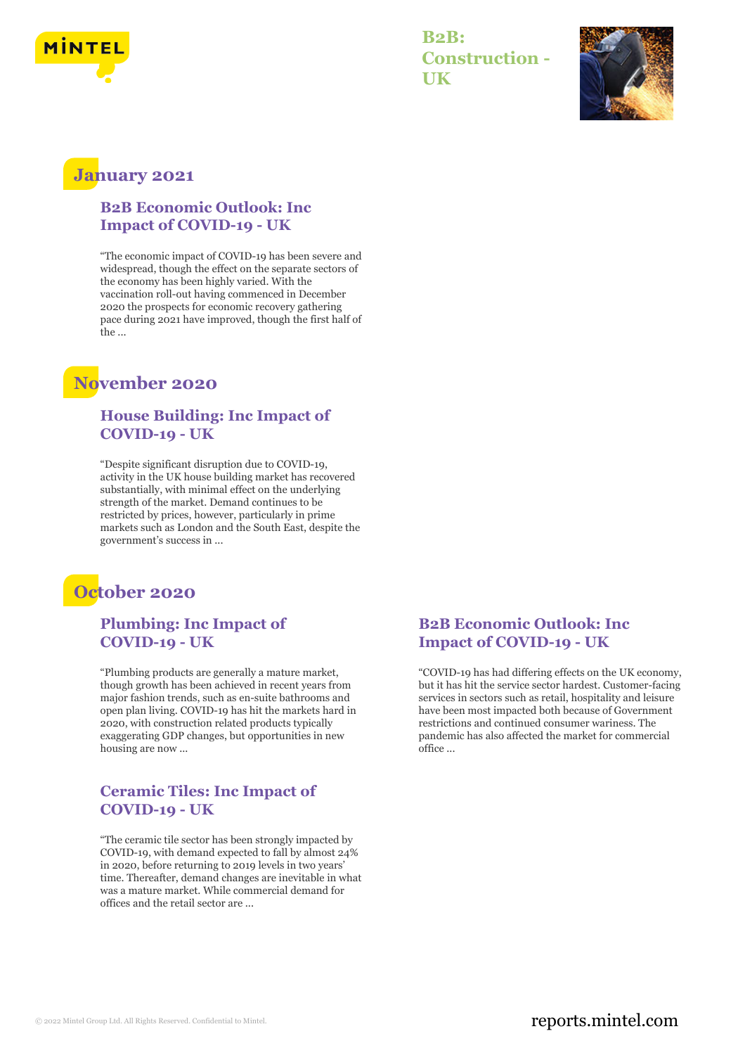# B2B: Construction - UK

## January 2021

### B2B Economic Outlook: Inc Impact of COVID-19 - UK

"The economic impact of COVID-19 has been severe and widespread, though the effect on the separate sectors of the economy has been highly varied. With the vaccination roll-out having commenced in December 2020 the prospects for economic recovery gathering pace during 2021 have improved, though the first half of the ...

## November 2020

### House Building: Inc Impact of COVID-19 - UK

"Despite significant disruption due to COVID-19, activity in the UK house building market has recovered substantially, with minimal effect on the underlying strength of the market. Demand continues to be restricted by prices, however, particularly in prime markets such as London and the South East, despite the government's success in ...

## October 2020

### Plumbing: Inc Impact of COVID-19 - UK

"Plumbing products are generally a mature market, though growth has been achieved in recent years from major fashion trends, such as en-suite bathrooms and open plan living. COVID-19 has hit the markets hard in 2020, with construction related products typically exaggerating GDP changes, but opportunities in new housing are now ...

### Ceramic Tiles: Inc Impact of COVID-19 - UK

"The ceramic tile sector has been strongly impacted by COVID-19, with demand expected to fall by almost 24% in 2020, before returning to 2019 levels in two years' time. Thereafter, demand changes are inevitable in what was a mature market. While commercial demand for offices and the retail sector are ...

### B2B Economic Outlook: Inc Impact of COVID-19 - UK

"COVID-19 has had differing effects on the UK economy, but it has hit the service sector hardest. Customer-facing services in sectors such as retail, hospitality and leisure have been most impacted both because of Government restrictions and continued consumer wariness. The pandemic has also affected the market for commercial office ...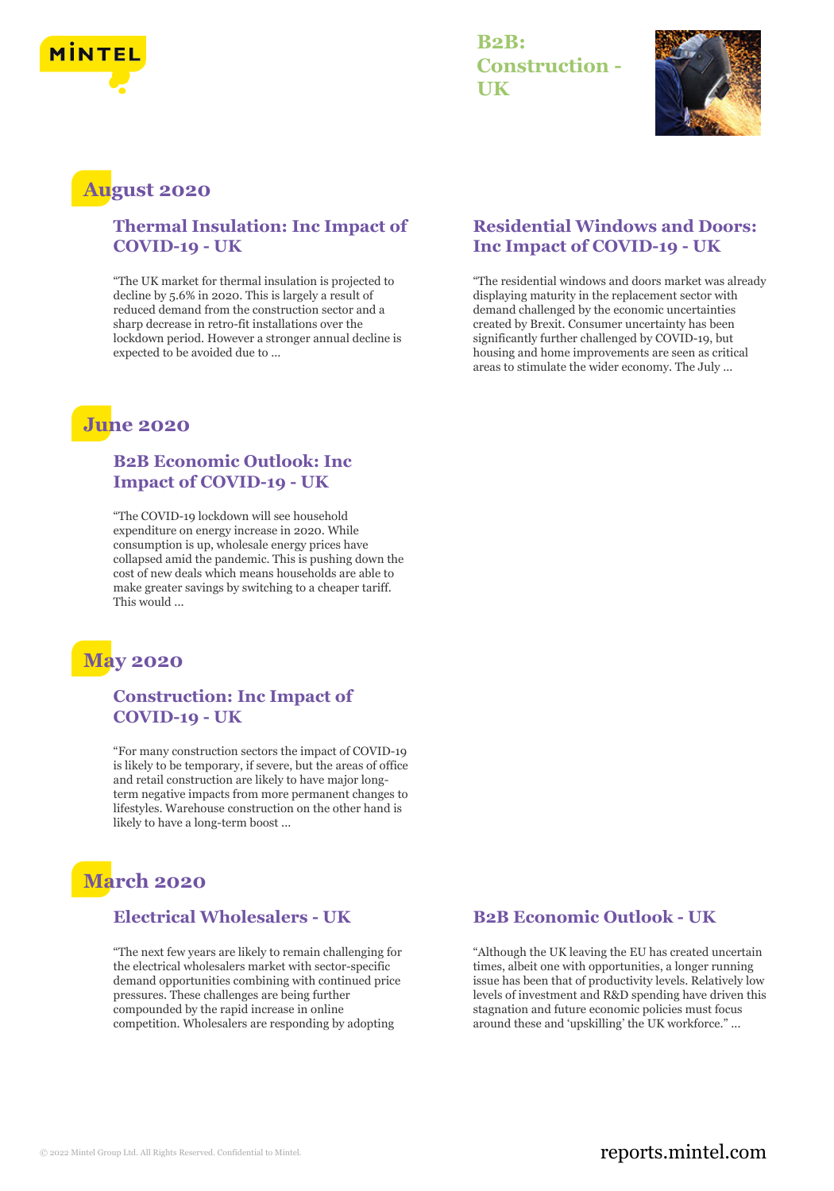# B2B: Construction - UK

## August 2020

### Thermal Insulation: Inc Impact of COVID-19 - UK

"The UK market for thermal insulation is projected to decline by 5.6% in 2020. This is largely a result of reduced demand from the construction sector and a sharp decrease in retro-fit installations over the lockdown period. However a stronger annual decline is expected to be avoided due to ...

### Residential Windows and Doors: Inc Impact of COVID-19 - UK

"The residential windows and doors market was already displaying maturity in the replacement sector with demand challenged by the economic uncertainties created by Brexit. Consumer uncertainty has been significantly further challenged by COVID-19, but housing and home improvements are seen as critical areas to stimulate the wider economy. The July ...

## June 2020

### B2B Economic Outlook: Inc Impact of COVID-19 - UK

"The COVID-19 lockdown will see household expenditure on energy increase in 2020. While consumption is up, wholesale energy prices have collapsed amid the pandemic. This is pushing down the cost of new deals which means households are able to make greater savings by switching to a cheaper tariff. This would ...

## May 2020

### Construction: Inc Impact of COVID-19 - UK

"For many construction sectors the impact of COVID-19 is likely to be temporary, if severe, but the areas of office and retail construction are likely to have major long-term negative impacts from more permanent changes to lifestyles. Warehouse construction on the other hand is likely to have a long-term boost ...

## March 2020

### Electrical Wholesalers - UK

"The next few years are likely to remain challenging for the electrical wholesalers market with sector-specific demand opportunities combining with continued price pressures. These challenges are being further compounded by the rapid increase in online competition. Wholesalers are responding by adopting

### B2B Economic Outlook - UK

"Although the UK leaving the EU has created uncertain times, albeit one with opportunities, a longer running issue has been that of productivity levels. Relatively low levels of investment and R&D spending have driven this stagnation and future economic policies must focus around these and 'upskilling' the UK workforce." ...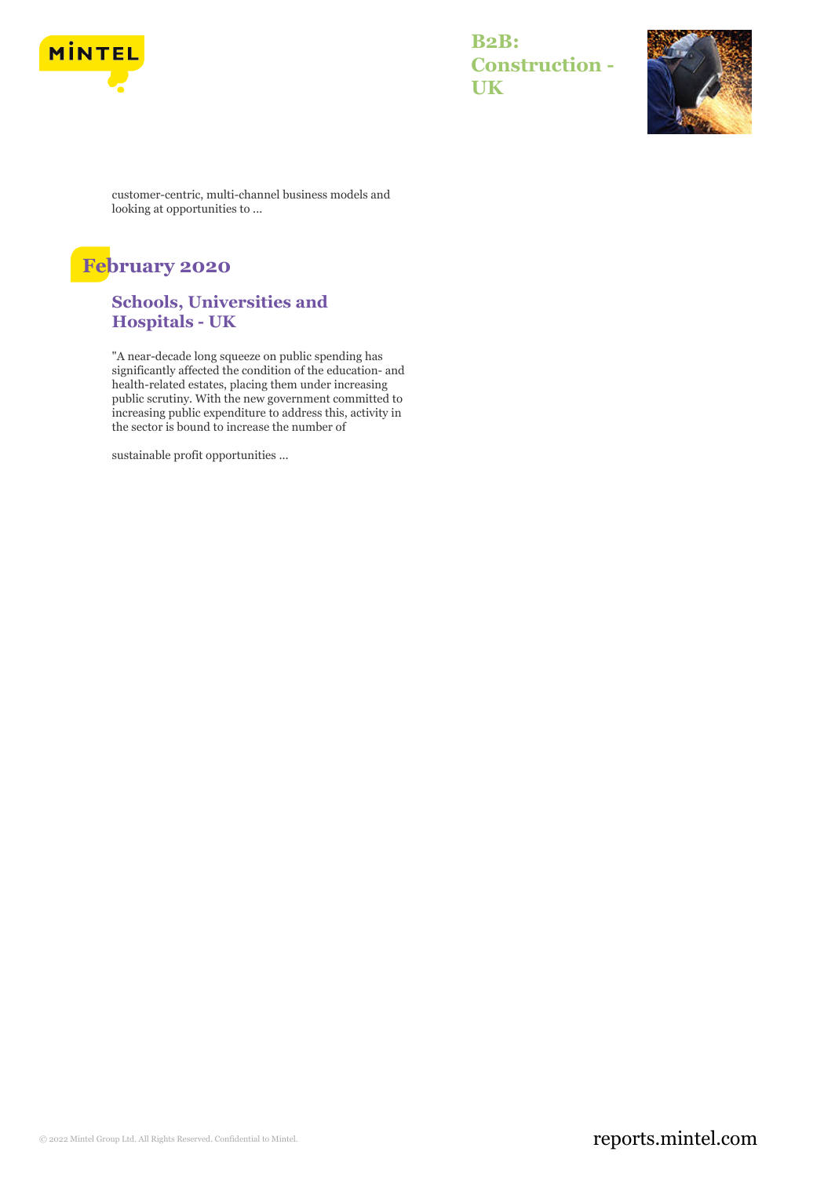customer-centric, multi-channel business models and looking at opportunities to ...

## February 2020

### Schools, Universities and Hospitals - UK

"A near-decade long squeeze on public spending has significantly affected the condition of the education- and health-related estates, placing them under increasing public scrutiny. With the new government committed to increasing public expenditure to address this, activity in the sector is bound to increase the number of

sustainable profit opportunities ...